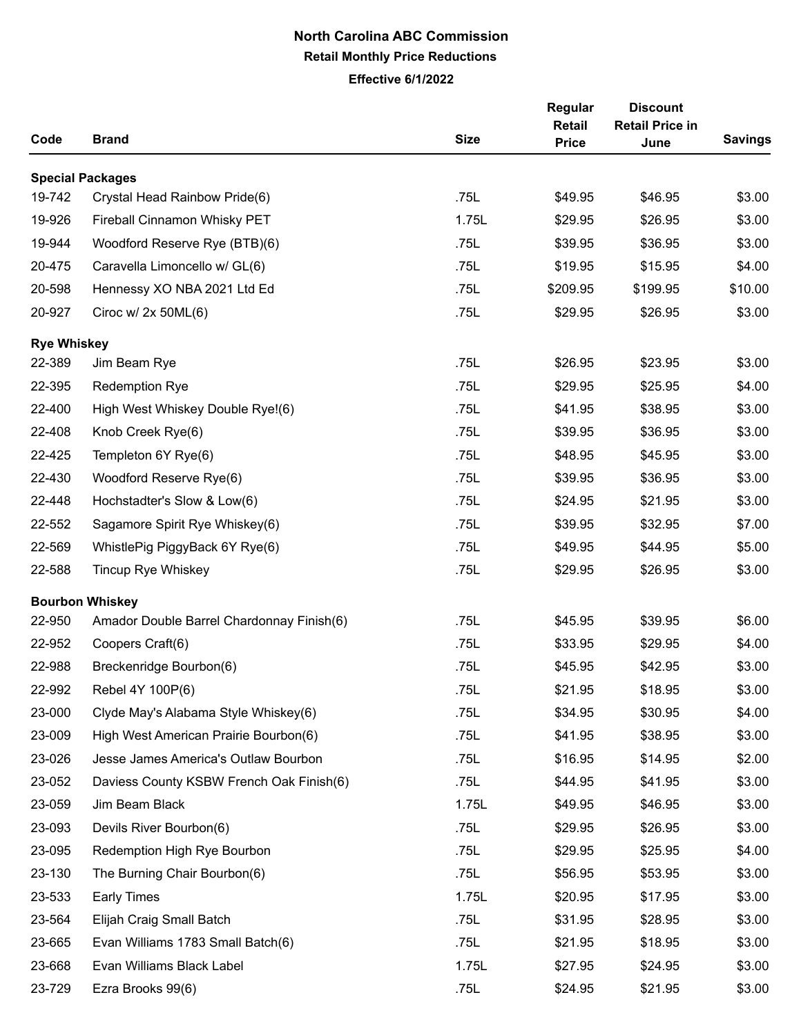# North Carolina ABC Commission

## Retail Monthly Price Reductions

### Effective 6/1/2022

| Code | Brand | Size | Regular Retail Price | Discount Retail Price in June | Savings |
|---|---|---|---|---|---|
| **Special Packages** | | | | | |
| 19-742 | Crystal Head Rainbow Pride(6) | .75L | $49.95 | $46.95 | $3.00 |
| 19-926 | Fireball Cinnamon Whisky PET | 1.75L | $29.95 | $26.95 | $3.00 |
| 19-944 | Woodford Reserve Rye (BTB)(6) | .75L | $39.95 | $36.95 | $3.00 |
| 20-475 | Caravella Limoncello w/ GL(6) | .75L | $19.95 | $15.95 | $4.00 |
| 20-598 | Hennessy XO NBA 2021 Ltd Ed | .75L | $209.95 | $199.95 | $10.00 |
| 20-927 | Ciroc w/ 2x 50ML(6) | .75L | $29.95 | $26.95 | $3.00 |
| **Rye Whiskey** | | | | | |
| 22-389 | Jim Beam Rye | .75L | $26.95 | $23.95 | $3.00 |
| 22-395 | Redemption Rye | .75L | $29.95 | $25.95 | $4.00 |
| 22-400 | High West Whiskey Double Rye!(6) | .75L | $41.95 | $38.95 | $3.00 |
| 22-408 | Knob Creek Rye(6) | .75L | $39.95 | $36.95 | $3.00 |
| 22-425 | Templeton 6Y Rye(6) | .75L | $48.95 | $45.95 | $3.00 |
| 22-430 | Woodford Reserve Rye(6) | .75L | $39.95 | $36.95 | $3.00 |
| 22-448 | Hochstadter's Slow & Low(6) | .75L | $24.95 | $21.95 | $3.00 |
| 22-552 | Sagamore Spirit Rye Whiskey(6) | .75L | $39.95 | $32.95 | $7.00 |
| 22-569 | WhistlePig PiggyBack 6Y Rye(6) | .75L | $49.95 | $44.95 | $5.00 |
| 22-588 | Tincup Rye Whiskey | .75L | $29.95 | $26.95 | $3.00 |
| **Bourbon Whiskey** | | | | | |
| 22-950 | Amador Double Barrel Chardonnay Finish(6) | .75L | $45.95 | $39.95 | $6.00 |
| 22-952 | Coopers Craft(6) | .75L | $33.95 | $29.95 | $4.00 |
| 22-988 | Breckenridge Bourbon(6) | .75L | $45.95 | $42.95 | $3.00 |
| 22-992 | Rebel 4Y 100P(6) | .75L | $21.95 | $18.95 | $3.00 |
| 23-000 | Clyde May's Alabama Style Whiskey(6) | .75L | $34.95 | $30.95 | $4.00 |
| 23-009 | High West American Prairie Bourbon(6) | .75L | $41.95 | $38.95 | $3.00 |
| 23-026 | Jesse James America's Outlaw Bourbon | .75L | $16.95 | $14.95 | $2.00 |
| 23-052 | Daviess County KSBW French Oak Finish(6) | .75L | $44.95 | $41.95 | $3.00 |
| 23-059 | Jim Beam Black | 1.75L | $49.95 | $46.95 | $3.00 |
| 23-093 | Devils River Bourbon(6) | .75L | $29.95 | $26.95 | $3.00 |
| 23-095 | Redemption High Rye Bourbon | .75L | $29.95 | $25.95 | $4.00 |
| 23-130 | The Burning Chair Bourbon(6) | .75L | $56.95 | $53.95 | $3.00 |
| 23-533 | Early Times | 1.75L | $20.95 | $17.95 | $3.00 |
| 23-564 | Elijah Craig Small Batch | .75L | $31.95 | $28.95 | $3.00 |
| 23-665 | Evan Williams 1783 Small Batch(6) | .75L | $21.95 | $18.95 | $3.00 |
| 23-668 | Evan Williams Black Label | 1.75L | $27.95 | $24.95 | $3.00 |
| 23-729 | Ezra Brooks 99(6) | .75L | $24.95 | $21.95 | $3.00 |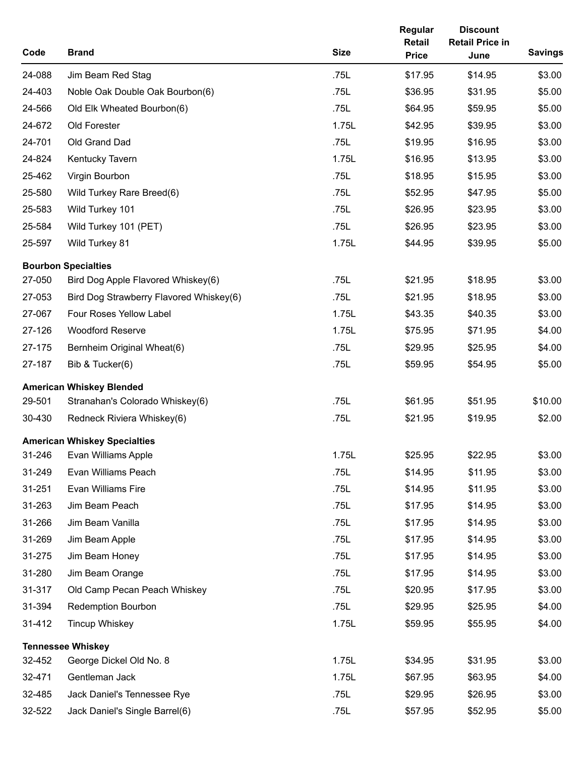| Code | Brand | Size | Regular Retail Price | Discount Retail Price in June | Savings |
|---|---|---|---|---|---|
| 24-088 | Jim Beam Red Stag | .75L | $17.95 | $14.95 | $3.00 |
| 24-403 | Noble Oak Double Oak Bourbon(6) | .75L | $36.95 | $31.95 | $5.00 |
| 24-566 | Old Elk Wheated Bourbon(6) | .75L | $64.95 | $59.95 | $5.00 |
| 24-672 | Old Forester | 1.75L | $42.95 | $39.95 | $3.00 |
| 24-701 | Old Grand Dad | .75L | $19.95 | $16.95 | $3.00 |
| 24-824 | Kentucky Tavern | 1.75L | $16.95 | $13.95 | $3.00 |
| 25-462 | Virgin Bourbon | .75L | $18.95 | $15.95 | $3.00 |
| 25-580 | Wild Turkey Rare Breed(6) | .75L | $52.95 | $47.95 | $5.00 |
| 25-583 | Wild Turkey 101 | .75L | $26.95 | $23.95 | $3.00 |
| 25-584 | Wild Turkey 101 (PET) | .75L | $26.95 | $23.95 | $3.00 |
| 25-597 | Wild Turkey 81 | 1.75L | $44.95 | $39.95 | $5.00 |
| **Bourbon Specialties** | | | | | |
| 27-050 | Bird Dog Apple Flavored Whiskey(6) | .75L | $21.95 | $18.95 | $3.00 |
| 27-053 | Bird Dog Strawberry Flavored Whiskey(6) | .75L | $21.95 | $18.95 | $3.00 |
| 27-067 | Four Roses Yellow Label | 1.75L | $43.35 | $40.35 | $3.00 |
| 27-126 | Woodford Reserve | 1.75L | $75.95 | $71.95 | $4.00 |
| 27-175 | Bernheim Original Wheat(6) | .75L | $29.95 | $25.95 | $4.00 |
| 27-187 | Bib & Tucker(6) | .75L | $59.95 | $54.95 | $5.00 |
| **American Whiskey Blended** | | | | | |
| 29-501 | Stranahan's Colorado Whiskey(6) | .75L | $61.95 | $51.95 | $10.00 |
| 30-430 | Redneck Riviera Whiskey(6) | .75L | $21.95 | $19.95 | $2.00 |
| **American Whiskey Specialties** | | | | | |
| 31-246 | Evan Williams Apple | 1.75L | $25.95 | $22.95 | $3.00 |
| 31-249 | Evan Williams Peach | .75L | $14.95 | $11.95 | $3.00 |
| 31-251 | Evan Williams Fire | .75L | $14.95 | $11.95 | $3.00 |
| 31-263 | Jim Beam Peach | .75L | $17.95 | $14.95 | $3.00 |
| 31-266 | Jim Beam Vanilla | .75L | $17.95 | $14.95 | $3.00 |
| 31-269 | Jim Beam Apple | .75L | $17.95 | $14.95 | $3.00 |
| 31-275 | Jim Beam Honey | .75L | $17.95 | $14.95 | $3.00 |
| 31-280 | Jim Beam Orange | .75L | $17.95 | $14.95 | $3.00 |
| 31-317 | Old Camp Pecan Peach Whiskey | .75L | $20.95 | $17.95 | $3.00 |
| 31-394 | Redemption Bourbon | .75L | $29.95 | $25.95 | $4.00 |
| 31-412 | Tincup Whiskey | 1.75L | $59.95 | $55.95 | $4.00 |
| **Tennessee Whiskey** | | | | | |
| 32-452 | George Dickel Old No. 8 | 1.75L | $34.95 | $31.95 | $3.00 |
| 32-471 | Gentleman Jack | 1.75L | $67.95 | $63.95 | $4.00 |
| 32-485 | Jack Daniel's Tennessee Rye | .75L | $29.95 | $26.95 | $3.00 |
| 32-522 | Jack Daniel's Single Barrel(6) | .75L | $57.95 | $52.95 | $5.00 |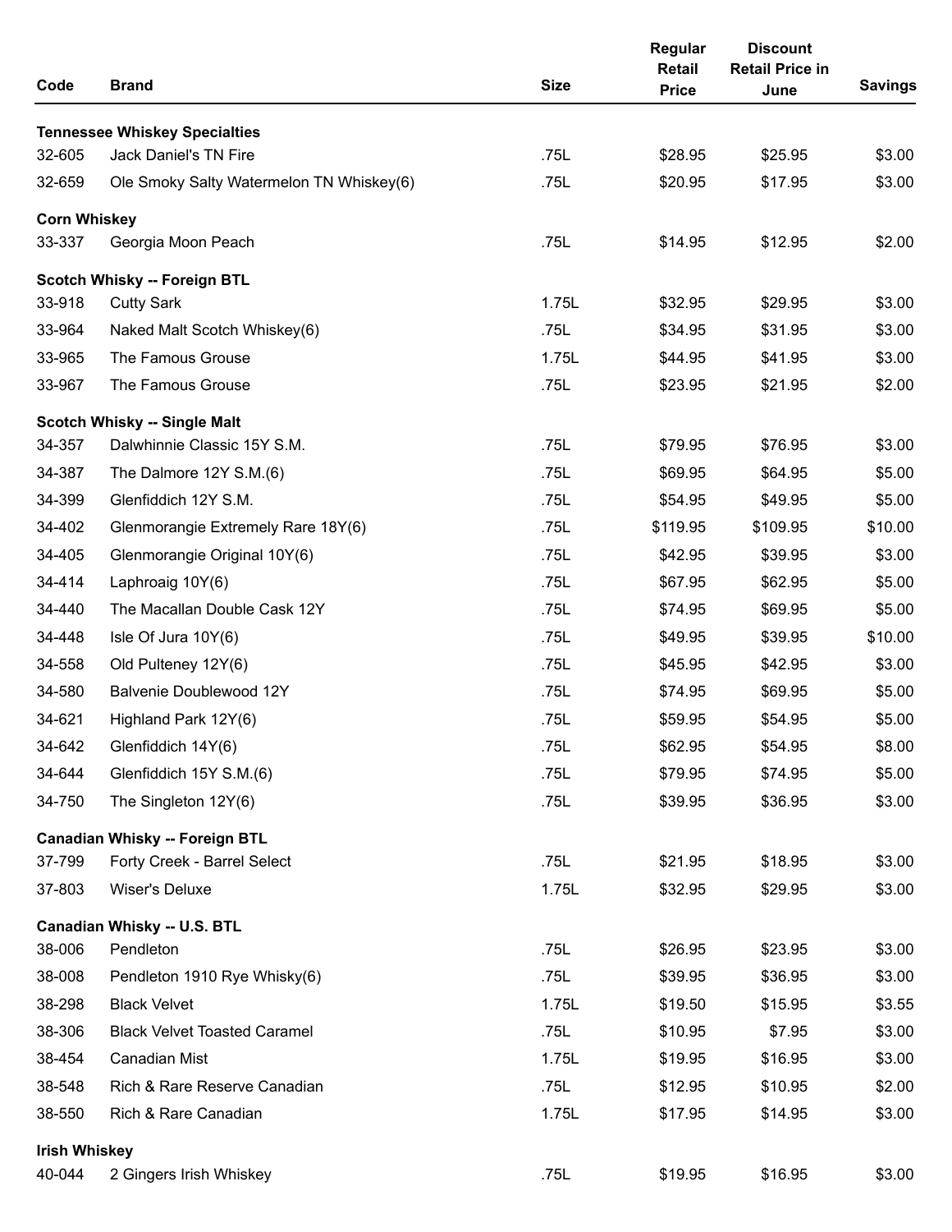| Code | Brand | Size | Regular Retail Price | Discount Retail Price in June | Savings |
|---|---|---|---|---|---|
| **Tennessee Whiskey Specialties** | | | | | |
| 32-605 | Jack Daniel's TN Fire | .75L | $28.95 | $25.95 | $3.00 |
| 32-659 | Ole Smoky Salty Watermelon TN Whiskey(6) | .75L | $20.95 | $17.95 | $3.00 |
| **Corn Whiskey** | | | | | |
| 33-337 | Georgia Moon Peach | .75L | $14.95 | $12.95 | $2.00 |
| **Scotch Whisky -- Foreign BTL** | | | | | |
| 33-918 | Cutty Sark | 1.75L | $32.95 | $29.95 | $3.00 |
| 33-964 | Naked Malt Scotch Whiskey(6) | .75L | $34.95 | $31.95 | $3.00 |
| 33-965 | The Famous Grouse | 1.75L | $44.95 | $41.95 | $3.00 |
| 33-967 | The Famous Grouse | .75L | $23.95 | $21.95 | $2.00 |
| **Scotch Whisky -- Single Malt** | | | | | |
| 34-357 | Dalwhinnie Classic 15Y S.M. | .75L | $79.95 | $76.95 | $3.00 |
| 34-387 | The Dalmore 12Y S.M.(6) | .75L | $69.95 | $64.95 | $5.00 |
| 34-399 | Glenfiddich 12Y S.M. | .75L | $54.95 | $49.95 | $5.00 |
| 34-402 | Glenmorangie Extremely Rare 18Y(6) | .75L | $119.95 | $109.95 | $10.00 |
| 34-405 | Glenmorangie Original 10Y(6) | .75L | $42.95 | $39.95 | $3.00 |
| 34-414 | Laphroaig 10Y(6) | .75L | $67.95 | $62.95 | $5.00 |
| 34-440 | The Macallan Double Cask 12Y | .75L | $74.95 | $69.95 | $5.00 |
| 34-448 | Isle Of Jura 10Y(6) | .75L | $49.95 | $39.95 | $10.00 |
| 34-558 | Old Pulteney 12Y(6) | .75L | $45.95 | $42.95 | $3.00 |
| 34-580 | Balvenie Doublewood 12Y | .75L | $74.95 | $69.95 | $5.00 |
| 34-621 | Highland Park 12Y(6) | .75L | $59.95 | $54.95 | $5.00 |
| 34-642 | Glenfiddich 14Y(6) | .75L | $62.95 | $54.95 | $8.00 |
| 34-644 | Glenfiddich 15Y S.M.(6) | .75L | $79.95 | $74.95 | $5.00 |
| 34-750 | The Singleton 12Y(6) | .75L | $39.95 | $36.95 | $3.00 |
| **Canadian Whisky -- Foreign BTL** | | | | | |
| 37-799 | Forty Creek - Barrel Select | .75L | $21.95 | $18.95 | $3.00 |
| 37-803 | Wiser's Deluxe | 1.75L | $32.95 | $29.95 | $3.00 |
| **Canadian Whisky -- U.S. BTL** | | | | | |
| 38-006 | Pendleton | .75L | $26.95 | $23.95 | $3.00 |
| 38-008 | Pendleton 1910 Rye Whisky(6) | .75L | $39.95 | $36.95 | $3.00 |
| 38-298 | Black Velvet | 1.75L | $19.50 | $15.95 | $3.55 |
| 38-306 | Black Velvet Toasted Caramel | .75L | $10.95 | $7.95 | $3.00 |
| 38-454 | Canadian Mist | 1.75L | $19.95 | $16.95 | $3.00 |
| 38-548 | Rich & Rare Reserve Canadian | .75L | $12.95 | $10.95 | $2.00 |
| 38-550 | Rich & Rare Canadian | 1.75L | $17.95 | $14.95 | $3.00 |
| **Irish Whiskey** | | | | | |
| 40-044 | 2 Gingers Irish Whiskey | .75L | $19.95 | $16.95 | $3.00 |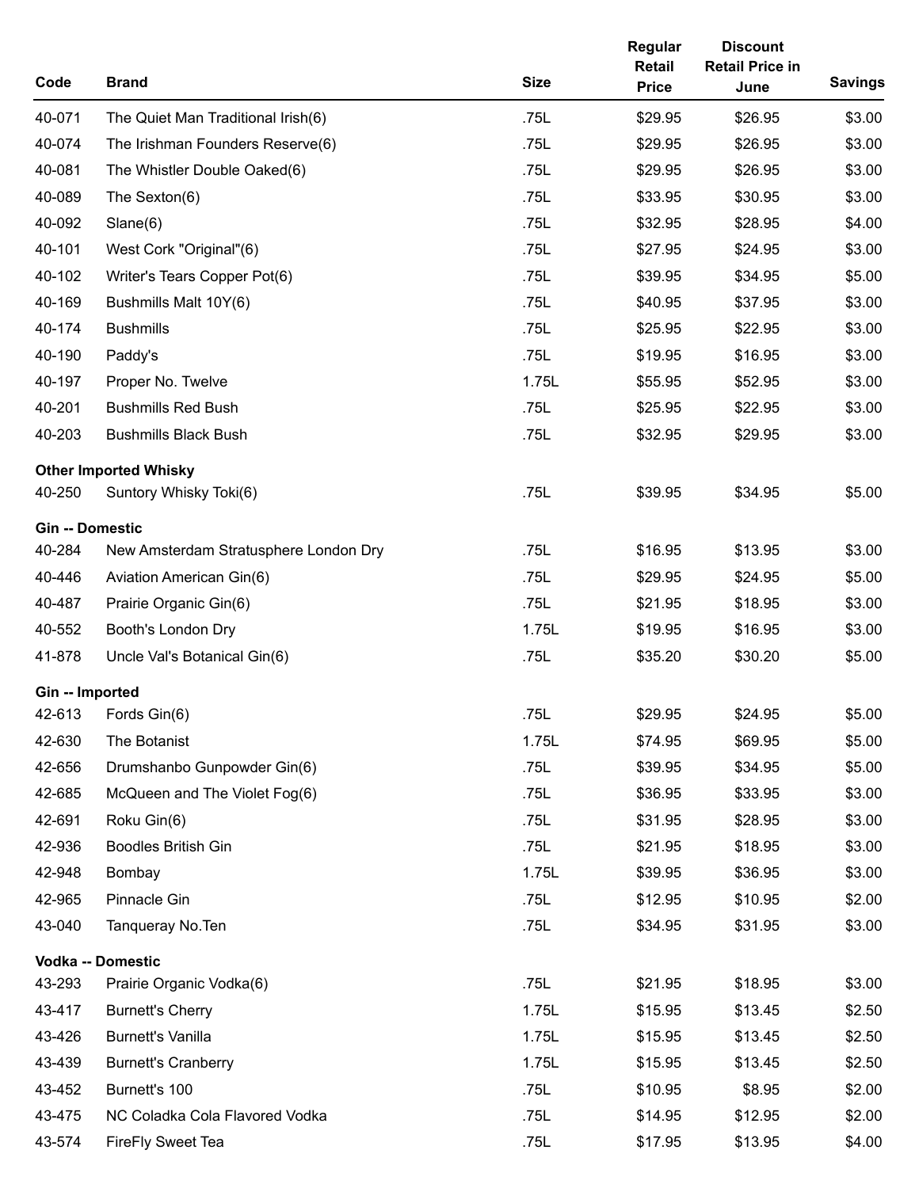| Code | Brand | Size | Regular Retail Price | Discount Retail Price in June | Savings |
|---|---|---|---|---|---|
| 40-071 | The Quiet Man Traditional Irish(6) | .75L | $29.95 | $26.95 | $3.00 |
| 40-074 | The Irishman Founders Reserve(6) | .75L | $29.95 | $26.95 | $3.00 |
| 40-081 | The Whistler Double Oaked(6) | .75L | $29.95 | $26.95 | $3.00 |
| 40-089 | The Sexton(6) | .75L | $33.95 | $30.95 | $3.00 |
| 40-092 | Slane(6) | .75L | $32.95 | $28.95 | $4.00 |
| 40-101 | West Cork "Original"(6) | .75L | $27.95 | $24.95 | $3.00 |
| 40-102 | Writer's Tears Copper Pot(6) | .75L | $39.95 | $34.95 | $5.00 |
| 40-169 | Bushmills Malt 10Y(6) | .75L | $40.95 | $37.95 | $3.00 |
| 40-174 | Bushmills | .75L | $25.95 | $22.95 | $3.00 |
| 40-190 | Paddy's | .75L | $19.95 | $16.95 | $3.00 |
| 40-197 | Proper No. Twelve | 1.75L | $55.95 | $52.95 | $3.00 |
| 40-201 | Bushmills Red Bush | .75L | $25.95 | $22.95 | $3.00 |
| 40-203 | Bushmills Black Bush | .75L | $32.95 | $29.95 | $3.00 |
| **Other Imported Whisky** | | | | | |
| 40-250 | Suntory Whisky Toki(6) | .75L | $39.95 | $34.95 | $5.00 |
| **Gin -- Domestic** | | | | | |
| 40-284 | New Amsterdam Stratusphere London Dry | .75L | $16.95 | $13.95 | $3.00 |
| 40-446 | Aviation American Gin(6) | .75L | $29.95 | $24.95 | $5.00 |
| 40-487 | Prairie Organic Gin(6) | .75L | $21.95 | $18.95 | $3.00 |
| 40-552 | Booth's London Dry | 1.75L | $19.95 | $16.95 | $3.00 |
| 41-878 | Uncle Val's Botanical Gin(6) | .75L | $35.20 | $30.20 | $5.00 |
| **Gin -- Imported** | | | | | |
| 42-613 | Fords Gin(6) | .75L | $29.95 | $24.95 | $5.00 |
| 42-630 | The Botanist | 1.75L | $74.95 | $69.95 | $5.00 |
| 42-656 | Drumshanbo Gunpowder Gin(6) | .75L | $39.95 | $34.95 | $5.00 |
| 42-685 | McQueen and The Violet Fog(6) | .75L | $36.95 | $33.95 | $3.00 |
| 42-691 | Roku Gin(6) | .75L | $31.95 | $28.95 | $3.00 |
| 42-936 | Boodles British Gin | .75L | $21.95 | $18.95 | $3.00 |
| 42-948 | Bombay | 1.75L | $39.95 | $36.95 | $3.00 |
| 42-965 | Pinnacle Gin | .75L | $12.95 | $10.95 | $2.00 |
| 43-040 | Tanqueray No.Ten | .75L | $34.95 | $31.95 | $3.00 |
| **Vodka -- Domestic** | | | | | |
| 43-293 | Prairie Organic Vodka(6) | .75L | $21.95 | $18.95 | $3.00 |
| 43-417 | Burnett's Cherry | 1.75L | $15.95 | $13.45 | $2.50 |
| 43-426 | Burnett's Vanilla | 1.75L | $15.95 | $13.45 | $2.50 |
| 43-439 | Burnett's Cranberry | 1.75L | $15.95 | $13.45 | $2.50 |
| 43-452 | Burnett's 100 | .75L | $10.95 | $8.95 | $2.00 |
| 43-475 | NC Coladka Cola Flavored Vodka | .75L | $14.95 | $12.95 | $2.00 |
| 43-574 | FireFly Sweet Tea | .75L | $17.95 | $13.95 | $4.00 |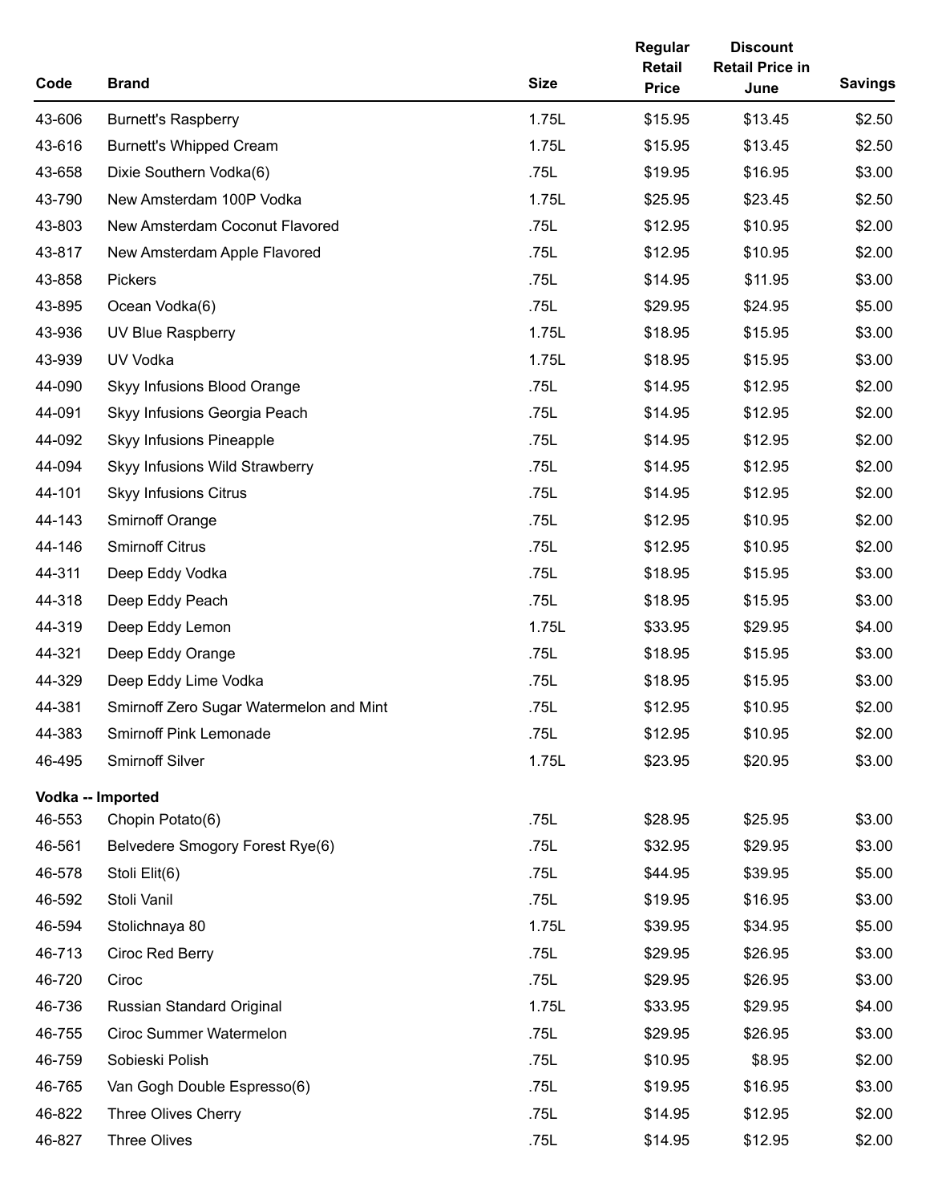| Code | Brand | Size | Regular Retail Price | Discount Retail Price in June | Savings |
|---|---|---|---|---|---|
| 43-606 | Burnett's Raspberry | 1.75L | $15.95 | $13.45 | $2.50 |
| 43-616 | Burnett's Whipped Cream | 1.75L | $15.95 | $13.45 | $2.50 |
| 43-658 | Dixie Southern Vodka(6) | .75L | $19.95 | $16.95 | $3.00 |
| 43-790 | New Amsterdam 100P Vodka | 1.75L | $25.95 | $23.45 | $2.50 |
| 43-803 | New Amsterdam Coconut Flavored | .75L | $12.95 | $10.95 | $2.00 |
| 43-817 | New Amsterdam Apple Flavored | .75L | $12.95 | $10.95 | $2.00 |
| 43-858 | Pickers | .75L | $14.95 | $11.95 | $3.00 |
| 43-895 | Ocean Vodka(6) | .75L | $29.95 | $24.95 | $5.00 |
| 43-936 | UV Blue Raspberry | 1.75L | $18.95 | $15.95 | $3.00 |
| 43-939 | UV Vodka | 1.75L | $18.95 | $15.95 | $3.00 |
| 44-090 | Skyy Infusions Blood Orange | .75L | $14.95 | $12.95 | $2.00 |
| 44-091 | Skyy Infusions Georgia Peach | .75L | $14.95 | $12.95 | $2.00 |
| 44-092 | Skyy Infusions Pineapple | .75L | $14.95 | $12.95 | $2.00 |
| 44-094 | Skyy Infusions Wild Strawberry | .75L | $14.95 | $12.95 | $2.00 |
| 44-101 | Skyy Infusions Citrus | .75L | $14.95 | $12.95 | $2.00 |
| 44-143 | Smirnoff Orange | .75L | $12.95 | $10.95 | $2.00 |
| 44-146 | Smirnoff Citrus | .75L | $12.95 | $10.95 | $2.00 |
| 44-311 | Deep Eddy Vodka | .75L | $18.95 | $15.95 | $3.00 |
| 44-318 | Deep Eddy Peach | .75L | $18.95 | $15.95 | $3.00 |
| 44-319 | Deep Eddy Lemon | 1.75L | $33.95 | $29.95 | $4.00 |
| 44-321 | Deep Eddy Orange | .75L | $18.95 | $15.95 | $3.00 |
| 44-329 | Deep Eddy Lime Vodka | .75L | $18.95 | $15.95 | $3.00 |
| 44-381 | Smirnoff Zero Sugar Watermelon and Mint | .75L | $12.95 | $10.95 | $2.00 |
| 44-383 | Smirnoff Pink Lemonade | .75L | $12.95 | $10.95 | $2.00 |
| 46-495 | Smirnoff Silver | 1.75L | $23.95 | $20.95 | $3.00 |
| **Vodka -- Imported** | | | | | |
| 46-553 | Chopin Potato(6) | .75L | $28.95 | $25.95 | $3.00 |
| 46-561 | Belvedere Smogory Forest Rye(6) | .75L | $32.95 | $29.95 | $3.00 |
| 46-578 | Stoli Elit(6) | .75L | $44.95 | $39.95 | $5.00 |
| 46-592 | Stoli Vanil | .75L | $19.95 | $16.95 | $3.00 |
| 46-594 | Stolichnaya 80 | 1.75L | $39.95 | $34.95 | $5.00 |
| 46-713 | Ciroc Red Berry | .75L | $29.95 | $26.95 | $3.00 |
| 46-720 | Ciroc | .75L | $29.95 | $26.95 | $3.00 |
| 46-736 | Russian Standard Original | 1.75L | $33.95 | $29.95 | $4.00 |
| 46-755 | Ciroc Summer Watermelon | .75L | $29.95 | $26.95 | $3.00 |
| 46-759 | Sobieski Polish | .75L | $10.95 | $8.95 | $2.00 |
| 46-765 | Van Gogh Double Espresso(6) | .75L | $19.95 | $16.95 | $3.00 |
| 46-822 | Three Olives Cherry | .75L | $14.95 | $12.95 | $2.00 |
| 46-827 | Three Olives | .75L | $14.95 | $12.95 | $2.00 |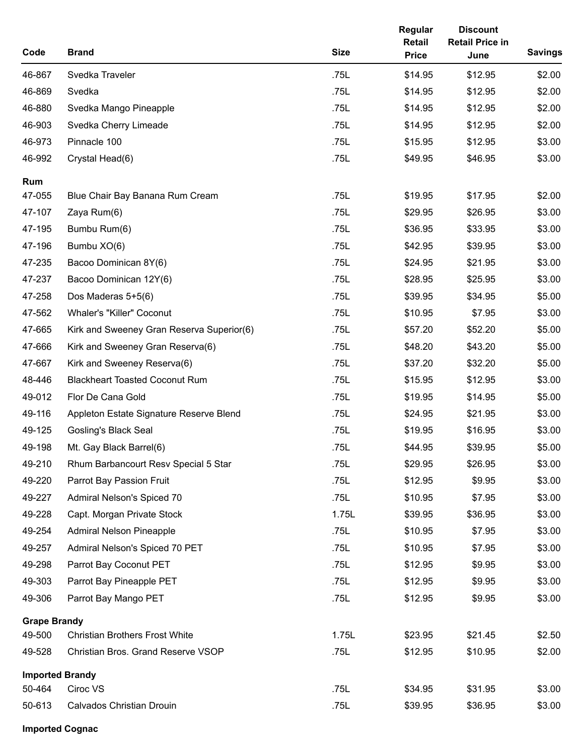| Code | Brand | Size | Regular Retail Price | Discount Retail Price in June | Savings |
| --- | --- | --- | --- | --- | --- |
| 46-867 | Svedka Traveler | .75L | $14.95 | $12.95 | $2.00 |
| 46-869 | Svedka | .75L | $14.95 | $12.95 | $2.00 |
| 46-880 | Svedka Mango Pineapple | .75L | $14.95 | $12.95 | $2.00 |
| 46-903 | Svedka Cherry Limeade | .75L | $14.95 | $12.95 | $2.00 |
| 46-973 | Pinnacle 100 | .75L | $15.95 | $12.95 | $3.00 |
| 46-992 | Crystal Head(6) | .75L | $49.95 | $46.95 | $3.00 |
| **Rum** | | | | | |
| 47-055 | Blue Chair Bay Banana Rum Cream | .75L | $19.95 | $17.95 | $2.00 |
| 47-107 | Zaya Rum(6) | .75L | $29.95 | $26.95 | $3.00 |
| 47-195 | Bumbu Rum(6) | .75L | $36.95 | $33.95 | $3.00 |
| 47-196 | Bumbu XO(6) | .75L | $42.95 | $39.95 | $3.00 |
| 47-235 | Bacoo Dominican 8Y(6) | .75L | $24.95 | $21.95 | $3.00 |
| 47-237 | Bacoo Dominican 12Y(6) | .75L | $28.95 | $25.95 | $3.00 |
| 47-258 | Dos Maderas 5+5(6) | .75L | $39.95 | $34.95 | $5.00 |
| 47-562 | Whaler's "Killer" Coconut | .75L | $10.95 | $7.95 | $3.00 |
| 47-665 | Kirk and Sweeney Gran Reserva Superior(6) | .75L | $57.20 | $52.20 | $5.00 |
| 47-666 | Kirk and Sweeney Gran Reserva(6) | .75L | $48.20 | $43.20 | $5.00 |
| 47-667 | Kirk and Sweeney Reserva(6) | .75L | $37.20 | $32.20 | $5.00 |
| 48-446 | Blackheart Toasted Coconut Rum | .75L | $15.95 | $12.95 | $3.00 |
| 49-012 | Flor De Cana Gold | .75L | $19.95 | $14.95 | $5.00 |
| 49-116 | Appleton Estate Signature Reserve Blend | .75L | $24.95 | $21.95 | $3.00 |
| 49-125 | Gosling's Black Seal | .75L | $19.95 | $16.95 | $3.00 |
| 49-198 | Mt. Gay Black Barrel(6) | .75L | $44.95 | $39.95 | $5.00 |
| 49-210 | Rhum Barbancourt Resv Special 5 Star | .75L | $29.95 | $26.95 | $3.00 |
| 49-220 | Parrot Bay Passion Fruit | .75L | $12.95 | $9.95 | $3.00 |
| 49-227 | Admiral Nelson's Spiced 70 | .75L | $10.95 | $7.95 | $3.00 |
| 49-228 | Capt. Morgan Private Stock | 1.75L | $39.95 | $36.95 | $3.00 |
| 49-254 | Admiral Nelson Pineapple | .75L | $10.95 | $7.95 | $3.00 |
| 49-257 | Admiral Nelson's Spiced 70 PET | .75L | $10.95 | $7.95 | $3.00 |
| 49-298 | Parrot Bay Coconut PET | .75L | $12.95 | $9.95 | $3.00 |
| 49-303 | Parrot Bay Pineapple PET | .75L | $12.95 | $9.95 | $3.00 |
| 49-306 | Parrot Bay Mango PET | .75L | $12.95 | $9.95 | $3.00 |
| **Grape Brandy** | | | | | |
| 49-500 | Christian Brothers Frost White | 1.75L | $23.95 | $21.45 | $2.50 |
| 49-528 | Christian Bros. Grand Reserve VSOP | .75L | $12.95 | $10.95 | $2.00 |
| **Imported Brandy** | | | | | |
| 50-464 | Ciroc VS | .75L | $34.95 | $31.95 | $3.00 |
| 50-613 | Calvados Christian Drouin | .75L | $39.95 | $36.95 | $3.00 |
| **Imported Cognac** | | | | | |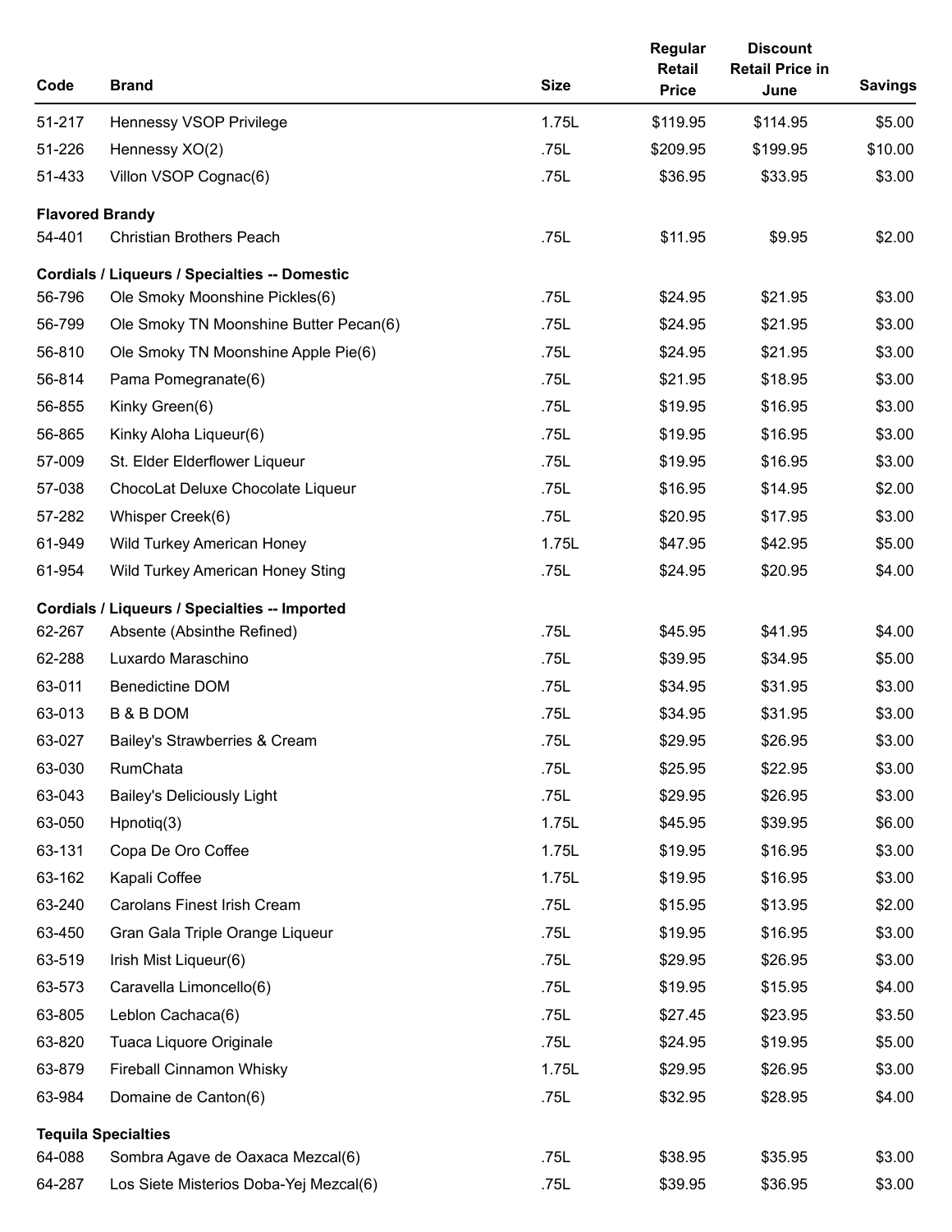| Code | Brand | Size | Regular Retail Price | Discount Retail Price in June | Savings |
|---|---|---|---|---|---|
| 51-217 | Hennessy VSOP Privilege | 1.75L | $119.95 | $114.95 | $5.00 |
| 51-226 | Hennessy XO(2) | .75L | $209.95 | $199.95 | $10.00 |
| 51-433 | Villon VSOP Cognac(6) | .75L | $36.95 | $33.95 | $3.00 |
| **Flavored Brandy** | | | | | |
| 54-401 | Christian Brothers Peach | .75L | $11.95 | $9.95 | $2.00 |
| **Cordials / Liqueurs / Specialties -- Domestic** | | | | | |
| 56-796 | Ole Smoky Moonshine Pickles(6) | .75L | $24.95 | $21.95 | $3.00 |
| 56-799 | Ole Smoky TN Moonshine Butter Pecan(6) | .75L | $24.95 | $21.95 | $3.00 |
| 56-810 | Ole Smoky TN Moonshine Apple Pie(6) | .75L | $24.95 | $21.95 | $3.00 |
| 56-814 | Pama Pomegranate(6) | .75L | $21.95 | $18.95 | $3.00 |
| 56-855 | Kinky Green(6) | .75L | $19.95 | $16.95 | $3.00 |
| 56-865 | Kinky Aloha Liqueur(6) | .75L | $19.95 | $16.95 | $3.00 |
| 57-009 | St. Elder Elderflower Liqueur | .75L | $19.95 | $16.95 | $3.00 |
| 57-038 | ChocoLat Deluxe Chocolate Liqueur | .75L | $16.95 | $14.95 | $2.00 |
| 57-282 | Whisper Creek(6) | .75L | $20.95 | $17.95 | $3.00 |
| 61-949 | Wild Turkey American Honey | 1.75L | $47.95 | $42.95 | $5.00 |
| 61-954 | Wild Turkey American Honey Sting | .75L | $24.95 | $20.95 | $4.00 |
| **Cordials / Liqueurs / Specialties -- Imported** | | | | | |
| 62-267 | Absente (Absinthe Refined) | .75L | $45.95 | $41.95 | $4.00 |
| 62-288 | Luxardo Maraschino | .75L | $39.95 | $34.95 | $5.00 |
| 63-011 | Benedictine DOM | .75L | $34.95 | $31.95 | $3.00 |
| 63-013 | B & B DOM | .75L | $34.95 | $31.95 | $3.00 |
| 63-027 | Bailey's Strawberries & Cream | .75L | $29.95 | $26.95 | $3.00 |
| 63-030 | RumChata | .75L | $25.95 | $22.95 | $3.00 |
| 63-043 | Bailey's Deliciously Light | .75L | $29.95 | $26.95 | $3.00 |
| 63-050 | Hpnotiq(3) | 1.75L | $45.95 | $39.95 | $6.00 |
| 63-131 | Copa De Oro Coffee | 1.75L | $19.95 | $16.95 | $3.00 |
| 63-162 | Kapali Coffee | 1.75L | $19.95 | $16.95 | $3.00 |
| 63-240 | Carolans Finest Irish Cream | .75L | $15.95 | $13.95 | $2.00 |
| 63-450 | Gran Gala Triple Orange Liqueur | .75L | $19.95 | $16.95 | $3.00 |
| 63-519 | Irish Mist Liqueur(6) | .75L | $29.95 | $26.95 | $3.00 |
| 63-573 | Caravella Limoncello(6) | .75L | $19.95 | $15.95 | $4.00 |
| 63-805 | Leblon Cachaca(6) | .75L | $27.45 | $23.95 | $3.50 |
| 63-820 | Tuaca Liquore Originale | .75L | $24.95 | $19.95 | $5.00 |
| 63-879 | Fireball Cinnamon Whisky | 1.75L | $29.95 | $26.95 | $3.00 |
| 63-984 | Domaine de Canton(6) | .75L | $32.95 | $28.95 | $4.00 |
| **Tequila Specialties** | | | | | |
| 64-088 | Sombra Agave de Oaxaca Mezcal(6) | .75L | $38.95 | $35.95 | $3.00 |
| 64-287 | Los Siete Misterios Doba-Yej Mezcal(6) | .75L | $39.95 | $36.95 | $3.00 |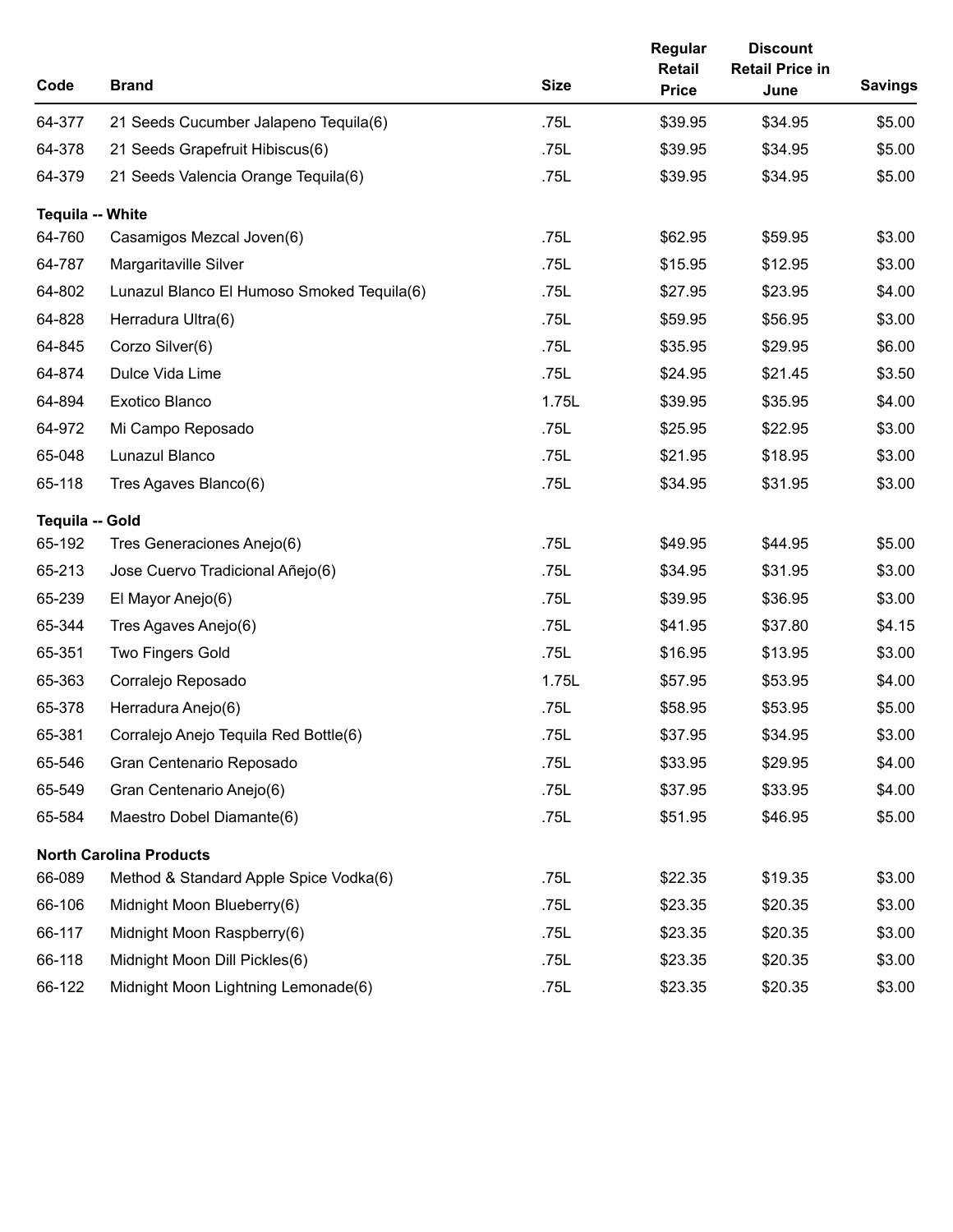| Code | Brand | Size | Regular Retail Price | Discount Retail Price in June | Savings |
|---|---|---|---|---|---|
| 64-377 | 21 Seeds Cucumber Jalapeno Tequila(6) | .75L | $39.95 | $34.95 | $5.00 |
| 64-378 | 21 Seeds Grapefruit Hibiscus(6) | .75L | $39.95 | $34.95 | $5.00 |
| 64-379 | 21 Seeds Valencia Orange Tequila(6) | .75L | $39.95 | $34.95 | $5.00 |
| **Tequila -- White** | | | | | |
| 64-760 | Casamigos Mezcal Joven(6) | .75L | $62.95 | $59.95 | $3.00 |
| 64-787 | Margaritaville Silver | .75L | $15.95 | $12.95 | $3.00 |
| 64-802 | Lunazul Blanco El Humoso Smoked Tequila(6) | .75L | $27.95 | $23.95 | $4.00 |
| 64-828 | Herradura Ultra(6) | .75L | $59.95 | $56.95 | $3.00 |
| 64-845 | Corzo Silver(6) | .75L | $35.95 | $29.95 | $6.00 |
| 64-874 | Dulce Vida Lime | .75L | $24.95 | $21.45 | $3.50 |
| 64-894 | Exotico Blanco | 1.75L | $39.95 | $35.95 | $4.00 |
| 64-972 | Mi Campo Reposado | .75L | $25.95 | $22.95 | $3.00 |
| 65-048 | Lunazul Blanco | .75L | $21.95 | $18.95 | $3.00 |
| 65-118 | Tres Agaves Blanco(6) | .75L | $34.95 | $31.95 | $3.00 |
| **Tequila -- Gold** | | | | | |
| 65-192 | Tres Generaciones Anejo(6) | .75L | $49.95 | $44.95 | $5.00 |
| 65-213 | Jose Cuervo Tradicional Añejo(6) | .75L | $34.95 | $31.95 | $3.00 |
| 65-239 | El Mayor Anejo(6) | .75L | $39.95 | $36.95 | $3.00 |
| 65-344 | Tres Agaves Anejo(6) | .75L | $41.95 | $37.80 | $4.15 |
| 65-351 | Two Fingers Gold | .75L | $16.95 | $13.95 | $3.00 |
| 65-363 | Corralejo Reposado | 1.75L | $57.95 | $53.95 | $4.00 |
| 65-378 | Herradura Anejo(6) | .75L | $58.95 | $53.95 | $5.00 |
| 65-381 | Corralejo Anejo Tequila Red Bottle(6) | .75L | $37.95 | $34.95 | $3.00 |
| 65-546 | Gran Centenario Reposado | .75L | $33.95 | $29.95 | $4.00 |
| 65-549 | Gran Centenario Anejo(6) | .75L | $37.95 | $33.95 | $4.00 |
| 65-584 | Maestro Dobel Diamante(6) | .75L | $51.95 | $46.95 | $5.00 |
| **North Carolina Products** | | | | | |
| 66-089 | Method & Standard Apple Spice Vodka(6) | .75L | $22.35 | $19.35 | $3.00 |
| 66-106 | Midnight Moon Blueberry(6) | .75L | $23.35 | $20.35 | $3.00 |
| 66-117 | Midnight Moon Raspberry(6) | .75L | $23.35 | $20.35 | $3.00 |
| 66-118 | Midnight Moon Dill Pickles(6) | .75L | $23.35 | $20.35 | $3.00 |
| 66-122 | Midnight Moon Lightning Lemonade(6) | .75L | $23.35 | $20.35 | $3.00 |